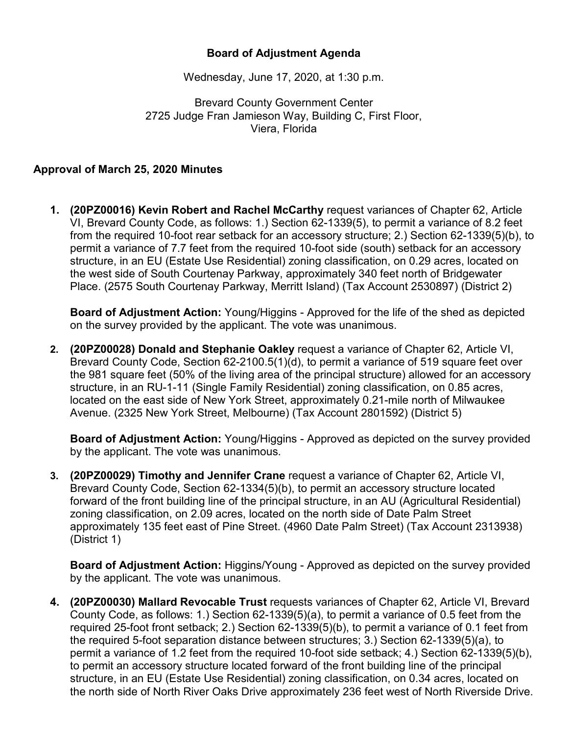**Board of Adjustment Agenda**

Wednesday, June 17, 2020, at 1:30 p.m.

Brevard County Government Center
2725 Judge Fran Jamieson Way, Building C, First Floor,
Viera, Florida

**Approval of March 25, 2020 Minutes**

1. **(20PZ00016) Kevin Robert and Rachel McCarthy** request variances of Chapter 62, Article VI, Brevard County Code, as follows: 1.) Section 62-1339(5), to permit a variance of 8.2 feet from the required 10-foot rear setback for an accessory structure; 2.) Section 62-1339(5)(b), to permit a variance of 7.7 feet from the required 10-foot side (south) setback for an accessory structure, in an EU (Estate Use Residential) zoning classification, on 0.29 acres, located on the west side of South Courtenay Parkway, approximately 340 feet north of Bridgewater Place. (2575 South Courtenay Parkway, Merritt Island) (Tax Account 2530897) (District 2)

   **Board of Adjustment Action:** Young/Higgins - Approved for the life of the shed as depicted on the survey provided by the applicant. The vote was unanimous.

2. **(20PZ00028) Donald and Stephanie Oakley** request a variance of Chapter 62, Article VI, Brevard County Code, Section 62-2100.5(1)(d), to permit a variance of 519 square feet over the 981 square feet (50% of the living area of the principal structure) allowed for an accessory structure, in an RU-1-11 (Single Family Residential) zoning classification, on 0.85 acres, located on the east side of New York Street, approximately 0.21-mile north of Milwaukee Avenue. (2325 New York Street, Melbourne) (Tax Account 2801592) (District 5)

   **Board of Adjustment Action:** Young/Higgins - Approved as depicted on the survey provided by the applicant. The vote was unanimous.

3. **(20PZ00029) Timothy and Jennifer Crane** request a variance of Chapter 62, Article VI, Brevard County Code, Section 62-1334(5)(b), to permit an accessory structure located forward of the front building line of the principal structure, in an AU (Agricultural Residential) zoning classification, on 2.09 acres, located on the north side of Date Palm Street approximately 135 feet east of Pine Street. (4960 Date Palm Street) (Tax Account 2313938) (District 1)

   **Board of Adjustment Action:** Higgins/Young - Approved as depicted on the survey provided by the applicant. The vote was unanimous.

4. **(20PZ00030) Mallard Revocable Trust** requests variances of Chapter 62, Article VI, Brevard County Code, as follows: 1.) Section 62-1339(5)(a), to permit a variance of 0.5 feet from the required 25-foot front setback; 2.) Section 62-1339(5)(b), to permit a variance of 0.1 feet from the required 5-foot separation distance between structures; 3.) Section 62-1339(5)(a), to permit a variance of 1.2 feet from the required 10-foot side setback; 4.) Section 62-1339(5)(b), to permit an accessory structure located forward of the front building line of the principal structure, in an EU (Estate Use Residential) zoning classification, on 0.34 acres, located on the north side of North River Oaks Drive approximately 236 feet west of North Riverside Drive.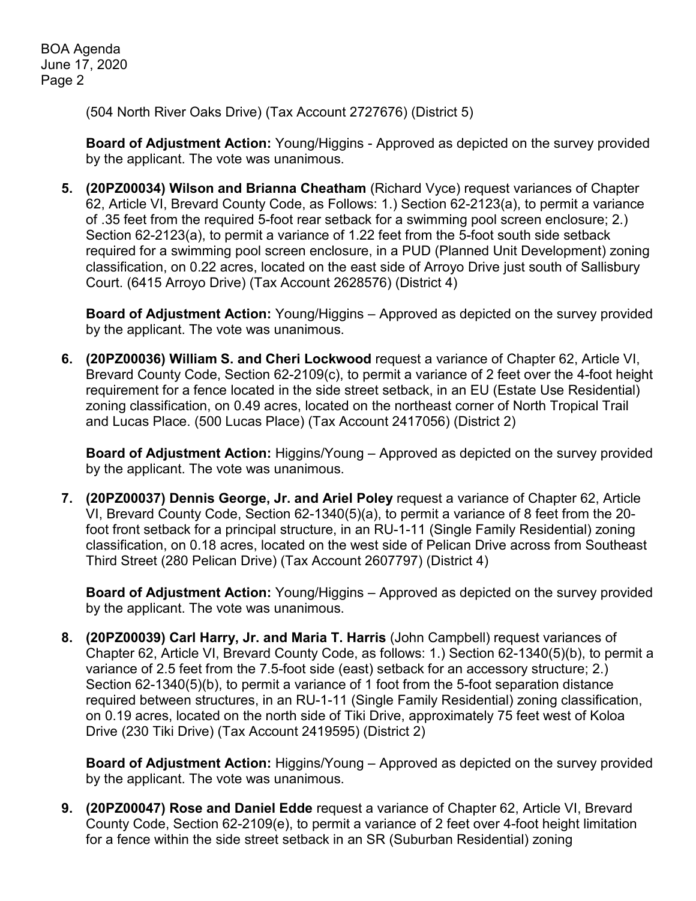(504 North River Oaks Drive) (Tax Account 2727676) (District 5)

**Board of Adjustment Action:** Young/Higgins - Approved as depicted on the survey provided by the applicant. The vote was unanimous.

5. **(20PZ00034) Wilson and Brianna Cheatham** (Richard Vyce) request variances of Chapter 62, Article VI, Brevard County Code, as Follows: 1.) Section 62-2123(a), to permit a variance of .35 feet from the required 5-foot rear setback for a swimming pool screen enclosure; 2.) Section 62-2123(a), to permit a variance of 1.22 feet from the 5-foot south side setback required for a swimming pool screen enclosure, in a PUD (Planned Unit Development) zoning classification, on 0.22 acres, located on the east side of Arroyo Drive just south of Sallisbury Court. (6415 Arroyo Drive) (Tax Account 2628576) (District 4)

   **Board of Adjustment Action:** Young/Higgins – Approved as depicted on the survey provided by the applicant. The vote was unanimous.

6. **(20PZ00036) William S. and Cheri Lockwood** request a variance of Chapter 62, Article VI, Brevard County Code, Section 62-2109(c), to permit a variance of 2 feet over the 4-foot height requirement for a fence located in the side street setback, in an EU (Estate Use Residential) zoning classification, on 0.49 acres, located on the northeast corner of North Tropical Trail and Lucas Place. (500 Lucas Place) (Tax Account 2417056) (District 2)

   **Board of Adjustment Action:** Higgins/Young – Approved as depicted on the survey provided by the applicant. The vote was unanimous.

7. **(20PZ00037) Dennis George, Jr. and Ariel Poley** request a variance of Chapter 62, Article VI, Brevard County Code, Section 62-1340(5)(a), to permit a variance of 8 feet from the 20-foot front setback for a principal structure, in an RU-1-11 (Single Family Residential) zoning classification, on 0.18 acres, located on the west side of Pelican Drive across from Southeast Third Street (280 Pelican Drive) (Tax Account 2607797) (District 4)

   **Board of Adjustment Action:** Young/Higgins – Approved as depicted on the survey provided by the applicant. The vote was unanimous.

8. **(20PZ00039) Carl Harry, Jr. and Maria T. Harris** (John Campbell) request variances of Chapter 62, Article VI, Brevard County Code, as follows: 1.) Section 62-1340(5)(b), to permit a variance of 2.5 feet from the 7.5-foot side (east) setback for an accessory structure; 2.) Section 62-1340(5)(b), to permit a variance of 1 foot from the 5-foot separation distance required between structures, in an RU-1-11 (Single Family Residential) zoning classification, on 0.19 acres, located on the north side of Tiki Drive, approximately 75 feet west of Koloa Drive (230 Tiki Drive) (Tax Account 2419595) (District 2)

   **Board of Adjustment Action:** Higgins/Young – Approved as depicted on the survey provided by the applicant. The vote was unanimous.

9. **(20PZ00047) Rose and Daniel Edde** request a variance of Chapter 62, Article VI, Brevard County Code, Section 62-2109(e), to permit a variance of 2 feet over 4-foot height limitation for a fence within the side street setback in an SR (Suburban Residential) zoning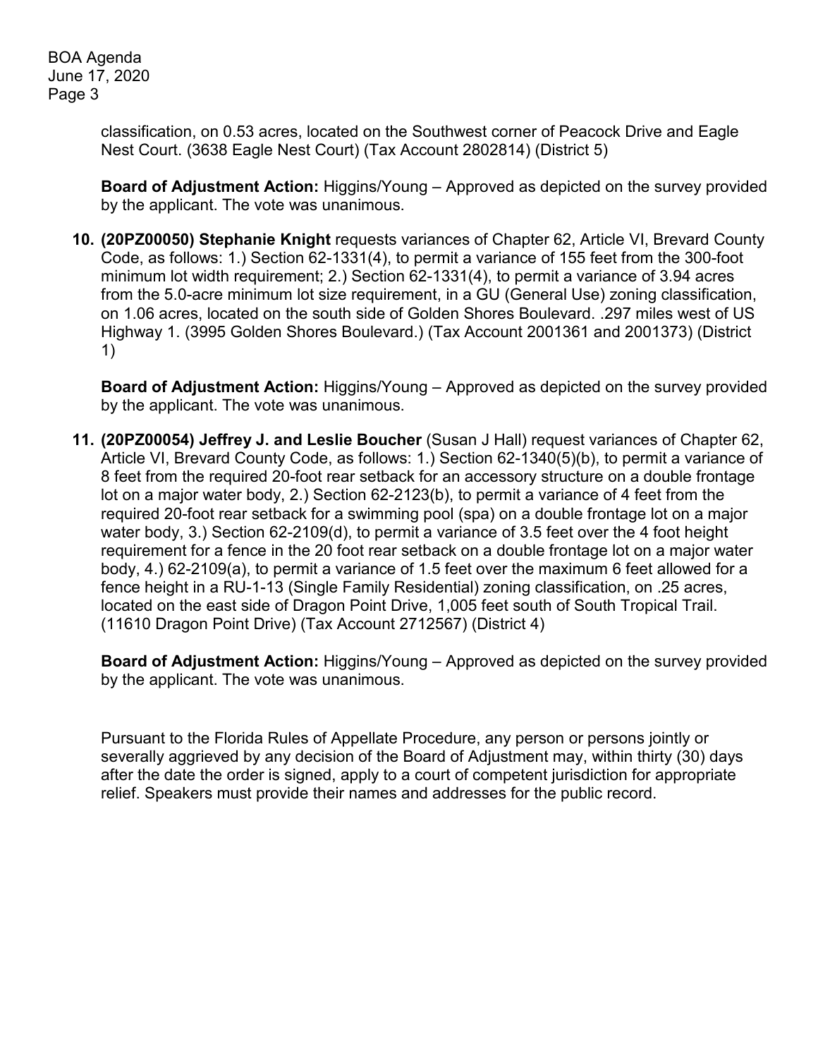classification, on 0.53 acres, located on the Southwest corner of Peacock Drive and Eagle Nest Court. (3638 Eagle Nest Court) (Tax Account 2802814) (District 5)

**Board of Adjustment Action:** Higgins/Young – Approved as depicted on the survey provided by the applicant. The vote was unanimous.

10. **(20PZ00050) Stephanie Knight** requests variances of Chapter 62, Article VI, Brevard County Code, as follows: 1.) Section 62-1331(4), to permit a variance of 155 feet from the 300-foot minimum lot width requirement; 2.) Section 62-1331(4), to permit a variance of 3.94 acres from the 5.0-acre minimum lot size requirement, in a GU (General Use) zoning classification, on 1.06 acres, located on the south side of Golden Shores Boulevard. .297 miles west of US Highway 1. (3995 Golden Shores Boulevard.) (Tax Account 2001361 and 2001373) (District 1)

    **Board of Adjustment Action:** Higgins/Young – Approved as depicted on the survey provided by the applicant. The vote was unanimous.

11. **(20PZ00054) Jeffrey J. and Leslie Boucher** (Susan J Hall) request variances of Chapter 62, Article VI, Brevard County Code, as follows: 1.) Section 62-1340(5)(b), to permit a variance of 8 feet from the required 20-foot rear setback for an accessory structure on a double frontage lot on a major water body, 2.) Section 62-2123(b), to permit a variance of 4 feet from the required 20-foot rear setback for a swimming pool (spa) on a double frontage lot on a major water body, 3.) Section 62-2109(d), to permit a variance of 3.5 feet over the 4 foot height requirement for a fence in the 20 foot rear setback on a double frontage lot on a major water body, 4.) 62-2109(a), to permit a variance of 1.5 feet over the maximum 6 feet allowed for a fence height in a RU-1-13 (Single Family Residential) zoning classification, on .25 acres, located on the east side of Dragon Point Drive, 1,005 feet south of South Tropical Trail. (11610 Dragon Point Drive) (Tax Account 2712567) (District 4)

    **Board of Adjustment Action:** Higgins/Young – Approved as depicted on the survey provided by the applicant. The vote was unanimous.

Pursuant to the Florida Rules of Appellate Procedure, any person or persons jointly or severally aggrieved by any decision of the Board of Adjustment may, within thirty (30) days after the date the order is signed, apply to a court of competent jurisdiction for appropriate relief. Speakers must provide their names and addresses for the public record.